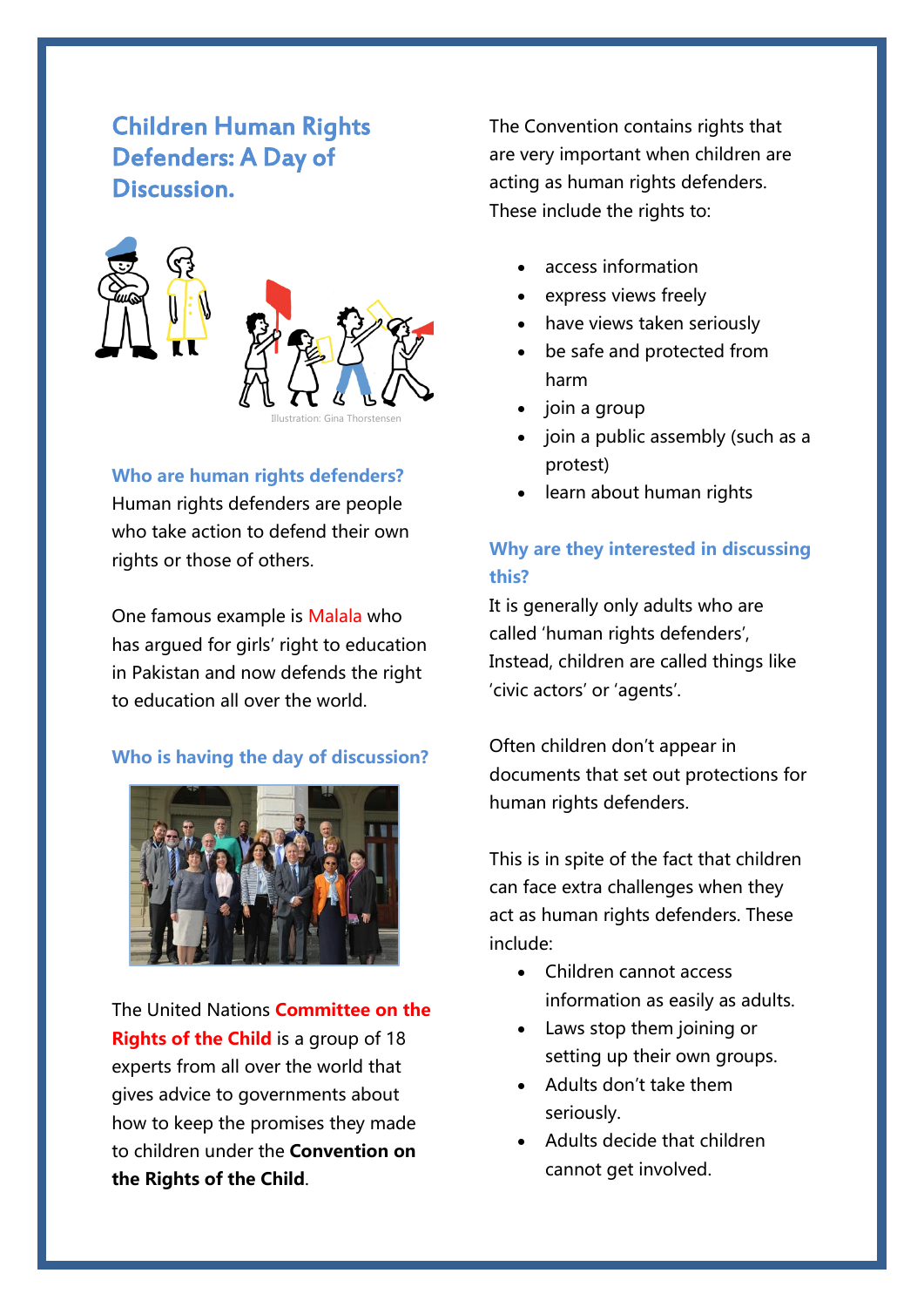# Children Human Rights Defenders: A Day of Discussion.

Illustration: Gina Thorstensen

### Who are human rights defenders?

Human rights defenders are people who take action to defend their own rights or those of others.

One famous example is Malala who has argued for girls' right to education in Pakistan and now defends the right to education all over the world.

### Who is having the day of discussion?

The United Nations **Committee on the Rights of the Child** is a group of 18 experts from all over the world that gives advice to governments about how to keep the promises they made to children under the **Convention on the Rights of the Child**.

The Convention contains rights that are very important when children are acting as human rights defenders. These include the rights to:

- access information
- express views freely
- have views taken seriously
- be safe and protected from harm
- join a group
- join a public assembly (such as a protest)
- learn about human rights

### Why are they interested in discussing this?

It is generally only adults who are called 'human rights defenders', Instead, children are called things like 'civic actors' or 'agents'.

Often children don't appear in documents that set out protections for human rights defenders.

This is in spite of the fact that children can face extra challenges when they act as human rights defenders. These include:

- Children cannot access information as easily as adults.
- Laws stop them joining or setting up their own groups.
- Adults don't take them seriously.
- Adults decide that children cannot get involved.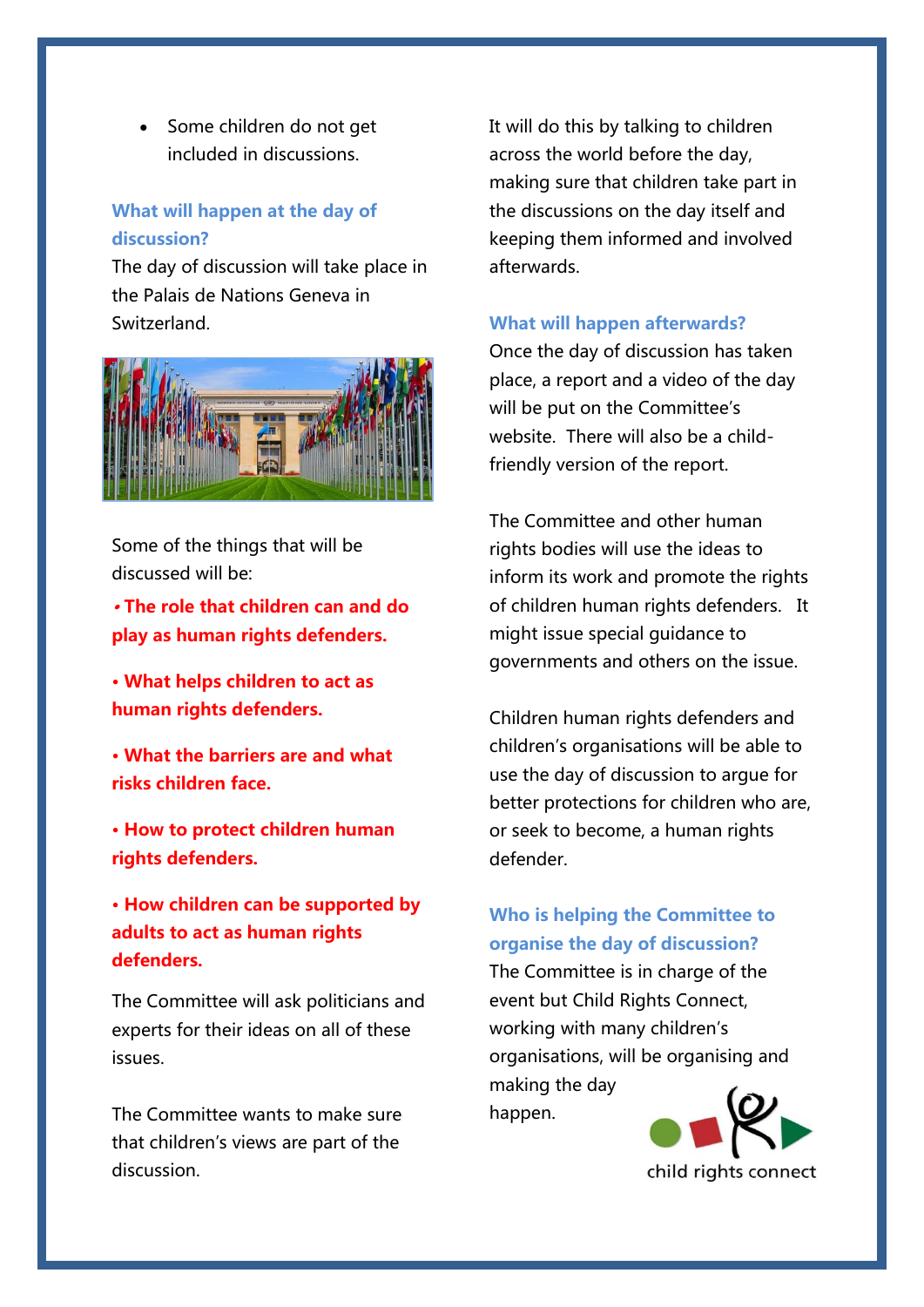- Some children do not get included in discussions.

### What will happen at the day of discussion?

The day of discussion will take place in the Palais de Nations Geneva in Switzerland.

Some of the things that will be discussed will be:

- **The role that children can and do play as human rights defenders.**
- **What helps children to act as human rights defenders.**
- **What the barriers are and what risks children face.**
- **How to protect children human rights defenders.**
- **How children can be supported by adults to act as human rights defenders.**

The Committee will ask politicians and experts for their ideas on all of these issues.

The Committee wants to make sure that children's views are part of the discussion.

It will do this by talking to children across the world before the day, making sure that children take part in the discussions on the day itself and keeping them informed and involved afterwards.

### What will happen afterwards?

Once the day of discussion has taken place, a report and a video of the day will be put on the Committee's website. There will also be a child-friendly version of the report.

The Committee and other human rights bodies will use the ideas to inform its work and promote the rights of children human rights defenders. It might issue special guidance to governments and others on the issue.

Children human rights defenders and children's organisations will be able to use the day of discussion to argue for better protections for children who are, or seek to become, a human rights defender.

### Who is helping the Committee to organise the day of discussion?

The Committee is in charge of the event but Child Rights Connect, working with many children's organisations, will be organising and making the day happen.

child rights connect